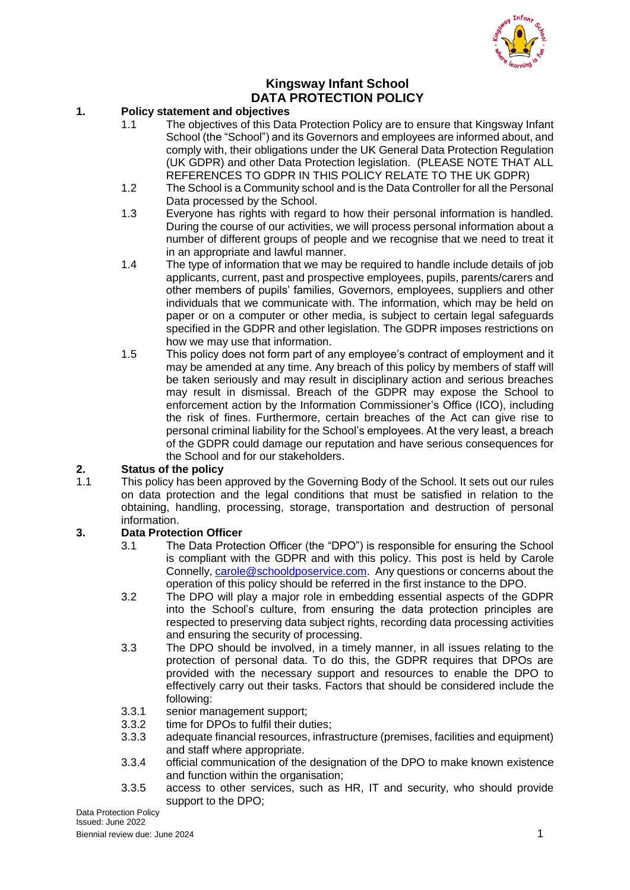# Kingsway Infant School
# DATA PROTECTION POLICY

## 1. Policy statement and objectives

1.1 The objectives of this Data Protection Policy are to ensure that Kingsway Infant School (the "School") and its Governors and employees are informed about, and comply with, their obligations under the UK General Data Protection Regulation (UK GDPR) and other Data Protection legislation. (PLEASE NOTE THAT ALL REFERENCES TO GDPR IN THIS POLICY RELATE TO THE UK GDPR)

1.2 The School is a Community school and is the Data Controller for all the Personal Data processed by the School.

1.3 Everyone has rights with regard to how their personal information is handled. During the course of our activities, we will process personal information about a number of different groups of people and we recognise that we need to treat it in an appropriate and lawful manner.

1.4 The type of information that we may be required to handle include details of job applicants, current, past and prospective employees, pupils, parents/carers and other members of pupils' families, Governors, employees, suppliers and other individuals that we communicate with. The information, which may be held on paper or on a computer or other media, is subject to certain legal safeguards specified in the GDPR and other legislation. The GDPR imposes restrictions on how we may use that information.

1.5 This policy does not form part of any employee's contract of employment and it may be amended at any time. Any breach of this policy by members of staff will be taken seriously and may result in disciplinary action and serious breaches may result in dismissal. Breach of the GDPR may expose the School to enforcement action by the Information Commissioner's Office (ICO), including the risk of fines. Furthermore, certain breaches of the Act can give rise to personal criminal liability for the School's employees. At the very least, a breach of the GDPR could damage our reputation and have serious consequences for the School and for our stakeholders.

## 2. Status of the policy

1.1 This policy has been approved by the Governing Body of the School. It sets out our rules on data protection and the legal conditions that must be satisfied in relation to the obtaining, handling, processing, storage, transportation and destruction of personal information.

## 3. Data Protection Officer

3.1 The Data Protection Officer (the "DPO") is responsible for ensuring the School is compliant with the GDPR and with this policy. This post is held by Carole Connelly, carole@schooldposervice.com. Any questions or concerns about the operation of this policy should be referred in the first instance to the DPO.

3.2 The DPO will play a major role in embedding essential aspects of the GDPR into the School's culture, from ensuring the data protection principles are respected to preserving data subject rights, recording data processing activities and ensuring the security of processing.

3.3 The DPO should be involved, in a timely manner, in all issues relating to the protection of personal data. To do this, the GDPR requires that DPOs are provided with the necessary support and resources to enable the DPO to effectively carry out their tasks. Factors that should be considered include the following:

3.3.1 senior management support;

3.3.2 time for DPOs to fulfil their duties;

3.3.3 adequate financial resources, infrastructure (premises, facilities and equipment) and staff where appropriate.

3.3.4 official communication of the designation of the DPO to make known existence and function within the organisation;

3.3.5 access to other services, such as HR, IT and security, who should provide support to the DPO;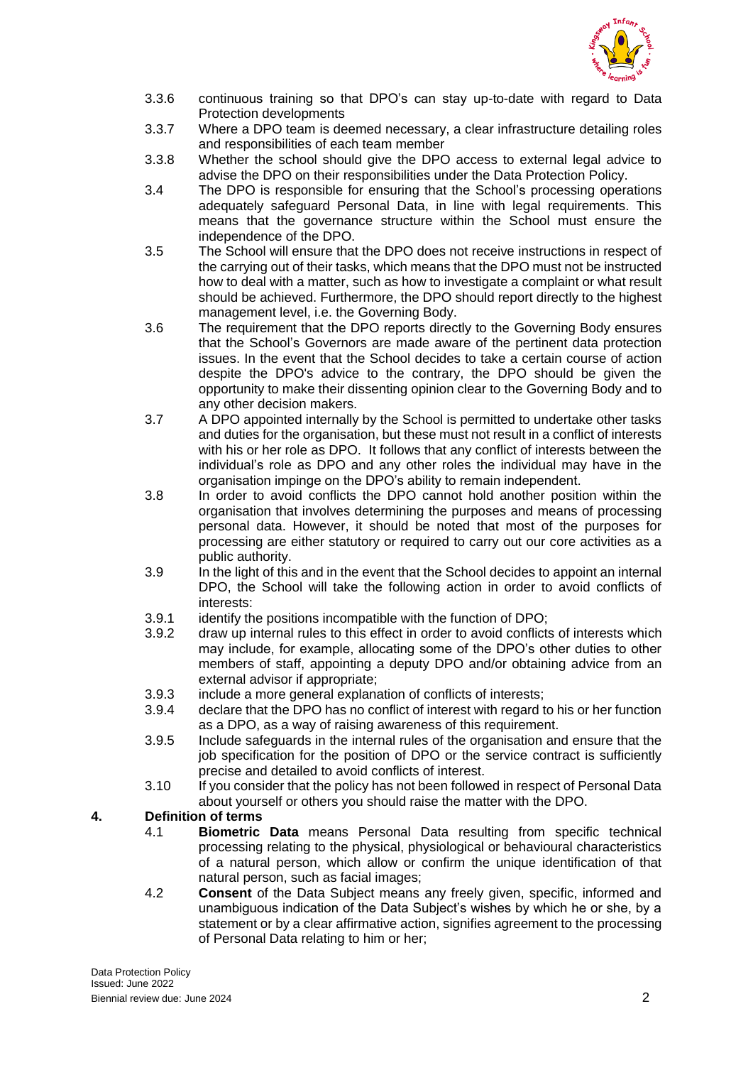3.3.6 continuous training so that DPO's can stay up-to-date with regard to Data Protection developments

3.3.7 Where a DPO team is deemed necessary, a clear infrastructure detailing roles and responsibilities of each team member

3.3.8 Whether the school should give the DPO access to external legal advice to advise the DPO on their responsibilities under the Data Protection Policy.

3.4 The DPO is responsible for ensuring that the School's processing operations adequately safeguard Personal Data, in line with legal requirements. This means that the governance structure within the School must ensure the independence of the DPO.

3.5 The School will ensure that the DPO does not receive instructions in respect of the carrying out of their tasks, which means that the DPO must not be instructed how to deal with a matter, such as how to investigate a complaint or what result should be achieved. Furthermore, the DPO should report directly to the highest management level, i.e. the Governing Body.

3.6 The requirement that the DPO reports directly to the Governing Body ensures that the School's Governors are made aware of the pertinent data protection issues. In the event that the School decides to take a certain course of action despite the DPO's advice to the contrary, the DPO should be given the opportunity to make their dissenting opinion clear to the Governing Body and to any other decision makers.

3.7 A DPO appointed internally by the School is permitted to undertake other tasks and duties for the organisation, but these must not result in a conflict of interests with his or her role as DPO. It follows that any conflict of interests between the individual's role as DPO and any other roles the individual may have in the organisation impinge on the DPO's ability to remain independent.

3.8 In order to avoid conflicts the DPO cannot hold another position within the organisation that involves determining the purposes and means of processing personal data. However, it should be noted that most of the purposes for processing are either statutory or required to carry out our core activities as a public authority.

3.9 In the light of this and in the event that the School decides to appoint an internal DPO, the School will take the following action in order to avoid conflicts of interests:

3.9.1 identify the positions incompatible with the function of DPO;

3.9.2 draw up internal rules to this effect in order to avoid conflicts of interests which may include, for example, allocating some of the DPO's other duties to other members of staff, appointing a deputy DPO and/or obtaining advice from an external advisor if appropriate;

3.9.3 include a more general explanation of conflicts of interests;

3.9.4 declare that the DPO has no conflict of interest with regard to his or her function as a DPO, as a way of raising awareness of this requirement.

3.9.5 Include safeguards in the internal rules of the organisation and ensure that the job specification for the position of DPO or the service contract is sufficiently precise and detailed to avoid conflicts of interest.

3.10 If you consider that the policy has not been followed in respect of Personal Data about yourself or others you should raise the matter with the DPO.

## 4. Definition of terms

4.1 **Biometric Data** means Personal Data resulting from specific technical processing relating to the physical, physiological or behavioural characteristics of a natural person, which allow or confirm the unique identification of that natural person, such as facial images;

4.2 **Consent** of the Data Subject means any freely given, specific, informed and unambiguous indication of the Data Subject's wishes by which he or she, by a statement or by a clear affirmative action, signifies agreement to the processing of Personal Data relating to him or her;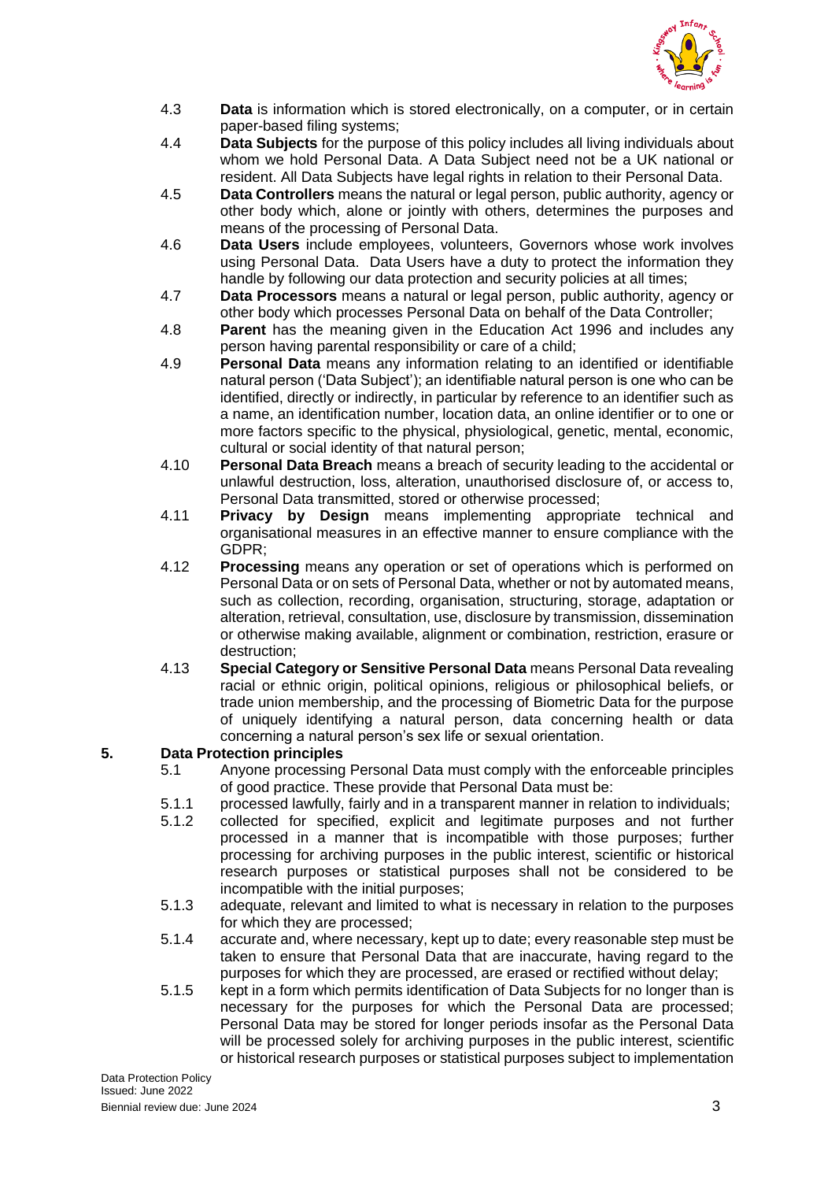4.3 **Data** is information which is stored electronically, on a computer, or in certain paper-based filing systems;

4.4 **Data Subjects** for the purpose of this policy includes all living individuals about whom we hold Personal Data. A Data Subject need not be a UK national or resident. All Data Subjects have legal rights in relation to their Personal Data.

4.5 **Data Controllers** means the natural or legal person, public authority, agency or other body which, alone or jointly with others, determines the purposes and means of the processing of Personal Data.

4.6 **Data Users** include employees, volunteers, Governors whose work involves using Personal Data. Data Users have a duty to protect the information they handle by following our data protection and security policies at all times;

4.7 **Data Processors** means a natural or legal person, public authority, agency or other body which processes Personal Data on behalf of the Data Controller;

4.8 **Parent** has the meaning given in the Education Act 1996 and includes any person having parental responsibility or care of a child;

4.9 **Personal Data** means any information relating to an identified or identifiable natural person ('Data Subject'); an identifiable natural person is one who can be identified, directly or indirectly, in particular by reference to an identifier such as a name, an identification number, location data, an online identifier or to one or more factors specific to the physical, physiological, genetic, mental, economic, cultural or social identity of that natural person;

4.10 **Personal Data Breach** means a breach of security leading to the accidental or unlawful destruction, loss, alteration, unauthorised disclosure of, or access to, Personal Data transmitted, stored or otherwise processed;

4.11 **Privacy by Design** means implementing appropriate technical and organisational measures in an effective manner to ensure compliance with the GDPR;

4.12 **Processing** means any operation or set of operations which is performed on Personal Data or on sets of Personal Data, whether or not by automated means, such as collection, recording, organisation, structuring, storage, adaptation or alteration, retrieval, consultation, use, disclosure by transmission, dissemination or otherwise making available, alignment or combination, restriction, erasure or destruction;

4.13 **Special Category or Sensitive Personal Data** means Personal Data revealing racial or ethnic origin, political opinions, religious or philosophical beliefs, or trade union membership, and the processing of Biometric Data for the purpose of uniquely identifying a natural person, data concerning health or data concerning a natural person's sex life or sexual orientation.

## 5. Data Protection principles

5.1 Anyone processing Personal Data must comply with the enforceable principles of good practice. These provide that Personal Data must be:

5.1.1 processed lawfully, fairly and in a transparent manner in relation to individuals;

5.1.2 collected for specified, explicit and legitimate purposes and not further processed in a manner that is incompatible with those purposes; further processing for archiving purposes in the public interest, scientific or historical research purposes or statistical purposes shall not be considered to be incompatible with the initial purposes;

5.1.3 adequate, relevant and limited to what is necessary in relation to the purposes for which they are processed;

5.1.4 accurate and, where necessary, kept up to date; every reasonable step must be taken to ensure that Personal Data that are inaccurate, having regard to the purposes for which they are processed, are erased or rectified without delay;

5.1.5 kept in a form which permits identification of Data Subjects for no longer than is necessary for the purposes for which the Personal Data are processed; Personal Data may be stored for longer periods insofar as the Personal Data will be processed solely for archiving purposes in the public interest, scientific or historical research purposes or statistical purposes subject to implementation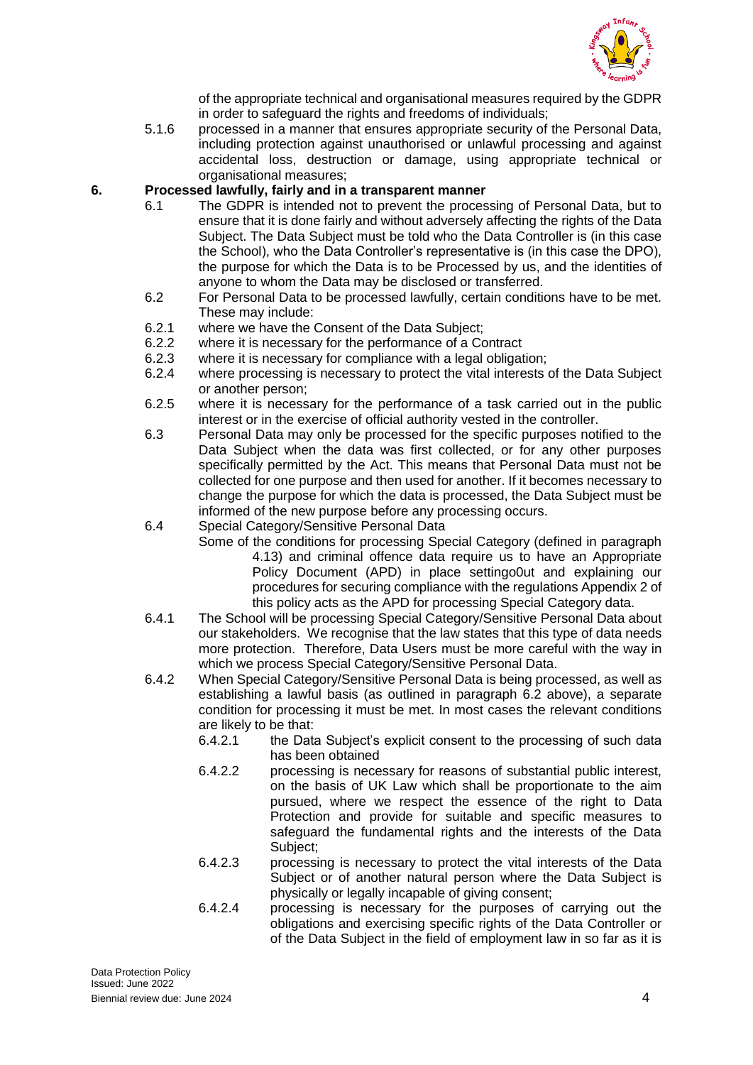of the appropriate technical and organisational measures required by the GDPR in order to safeguard the rights and freedoms of individuals;

5.1.6 processed in a manner that ensures appropriate security of the Personal Data, including protection against unauthorised or unlawful processing and against accidental loss, destruction or damage, using appropriate technical or organisational measures;

## 6. Processed lawfully, fairly and in a transparent manner

6.1 The GDPR is intended not to prevent the processing of Personal Data, but to ensure that it is done fairly and without adversely affecting the rights of the Data Subject. The Data Subject must be told who the Data Controller is (in this case the School), who the Data Controller's representative is (in this case the DPO), the purpose for which the Data is to be Processed by us, and the identities of anyone to whom the Data may be disclosed or transferred.

6.2 For Personal Data to be processed lawfully, certain conditions have to be met. These may include:

6.2.1 where we have the Consent of the Data Subject;

6.2.2 where it is necessary for the performance of a Contract

6.2.3 where it is necessary for compliance with a legal obligation;

6.2.4 where processing is necessary to protect the vital interests of the Data Subject or another person;

6.2.5 where it is necessary for the performance of a task carried out in the public interest or in the exercise of official authority vested in the controller.

6.3 Personal Data may only be processed for the specific purposes notified to the Data Subject when the data was first collected, or for any other purposes specifically permitted by the Act. This means that Personal Data must not be collected for one purpose and then used for another. If it becomes necessary to change the purpose for which the data is processed, the Data Subject must be informed of the new purpose before any processing occurs.

6.4 Special Category/Sensitive Personal Data

Some of the conditions for processing Special Category (defined in paragraph 4.13) and criminal offence data require us to have an Appropriate Policy Document (APD) in place settingo0ut and explaining our procedures for securing compliance with the regulations Appendix 2 of this policy acts as the APD for processing Special Category data.

6.4.1 The School will be processing Special Category/Sensitive Personal Data about our stakeholders. We recognise that the law states that this type of data needs more protection. Therefore, Data Users must be more careful with the way in which we process Special Category/Sensitive Personal Data.

6.4.2 When Special Category/Sensitive Personal Data is being processed, as well as establishing a lawful basis (as outlined in paragraph 6.2 above), a separate condition for processing it must be met. In most cases the relevant conditions are likely to be that:

6.4.2.1 the Data Subject's explicit consent to the processing of such data has been obtained

6.4.2.2 processing is necessary for reasons of substantial public interest, on the basis of UK Law which shall be proportionate to the aim pursued, where we respect the essence of the right to Data Protection and provide for suitable and specific measures to safeguard the fundamental rights and the interests of the Data Subject;

6.4.2.3 processing is necessary to protect the vital interests of the Data Subject or of another natural person where the Data Subject is physically or legally incapable of giving consent;

6.4.2.4 processing is necessary for the purposes of carrying out the obligations and exercising specific rights of the Data Controller or of the Data Subject in the field of employment law in so far as it is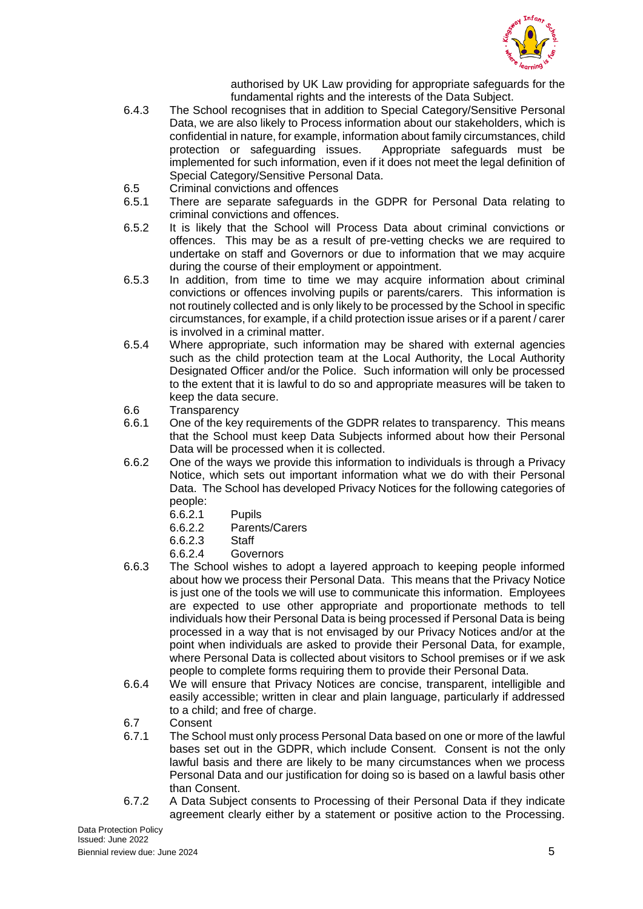authorised by UK Law providing for appropriate safeguards for the fundamental rights and the interests of the Data Subject.

6.4.3 The School recognises that in addition to Special Category/Sensitive Personal Data, we are also likely to Process information about our stakeholders, which is confidential in nature, for example, information about family circumstances, child protection or safeguarding issues. Appropriate safeguards must be implemented for such information, even if it does not meet the legal definition of Special Category/Sensitive Personal Data.

6.5 Criminal convictions and offences

6.5.1 There are separate safeguards in the GDPR for Personal Data relating to criminal convictions and offences.

6.5.2 It is likely that the School will Process Data about criminal convictions or offences. This may be as a result of pre-vetting checks we are required to undertake on staff and Governors or due to information that we may acquire during the course of their employment or appointment.

6.5.3 In addition, from time to time we may acquire information about criminal convictions or offences involving pupils or parents/carers. This information is not routinely collected and is only likely to be processed by the School in specific circumstances, for example, if a child protection issue arises or if a parent / carer is involved in a criminal matter.

6.5.4 Where appropriate, such information may be shared with external agencies such as the child protection team at the Local Authority, the Local Authority Designated Officer and/or the Police. Such information will only be processed to the extent that it is lawful to do so and appropriate measures will be taken to keep the data secure.

6.6 Transparency

6.6.1 One of the key requirements of the GDPR relates to transparency. This means that the School must keep Data Subjects informed about how their Personal Data will be processed when it is collected.

6.6.2 One of the ways we provide this information to individuals is through a Privacy Notice, which sets out important information what we do with their Personal Data. The School has developed Privacy Notices for the following categories of people:

- 6.6.2.1 Pupils
- 6.6.2.2 Parents/Carers
- 6.6.2.3 Staff
- 6.6.2.4 Governors

6.6.3 The School wishes to adopt a layered approach to keeping people informed about how we process their Personal Data. This means that the Privacy Notice is just one of the tools we will use to communicate this information. Employees are expected to use other appropriate and proportionate methods to tell individuals how their Personal Data is being processed if Personal Data is being processed in a way that is not envisaged by our Privacy Notices and/or at the point when individuals are asked to provide their Personal Data, for example, where Personal Data is collected about visitors to School premises or if we ask people to complete forms requiring them to provide their Personal Data.

6.6.4 We will ensure that Privacy Notices are concise, transparent, intelligible and easily accessible; written in clear and plain language, particularly if addressed to a child; and free of charge.

6.7 Consent

6.7.1 The School must only process Personal Data based on one or more of the lawful bases set out in the GDPR, which include Consent. Consent is not the only lawful basis and there are likely to be many circumstances when we process Personal Data and our justification for doing so is based on a lawful basis other than Consent.

6.7.2 A Data Subject consents to Processing of their Personal Data if they indicate agreement clearly either by a statement or positive action to the Processing.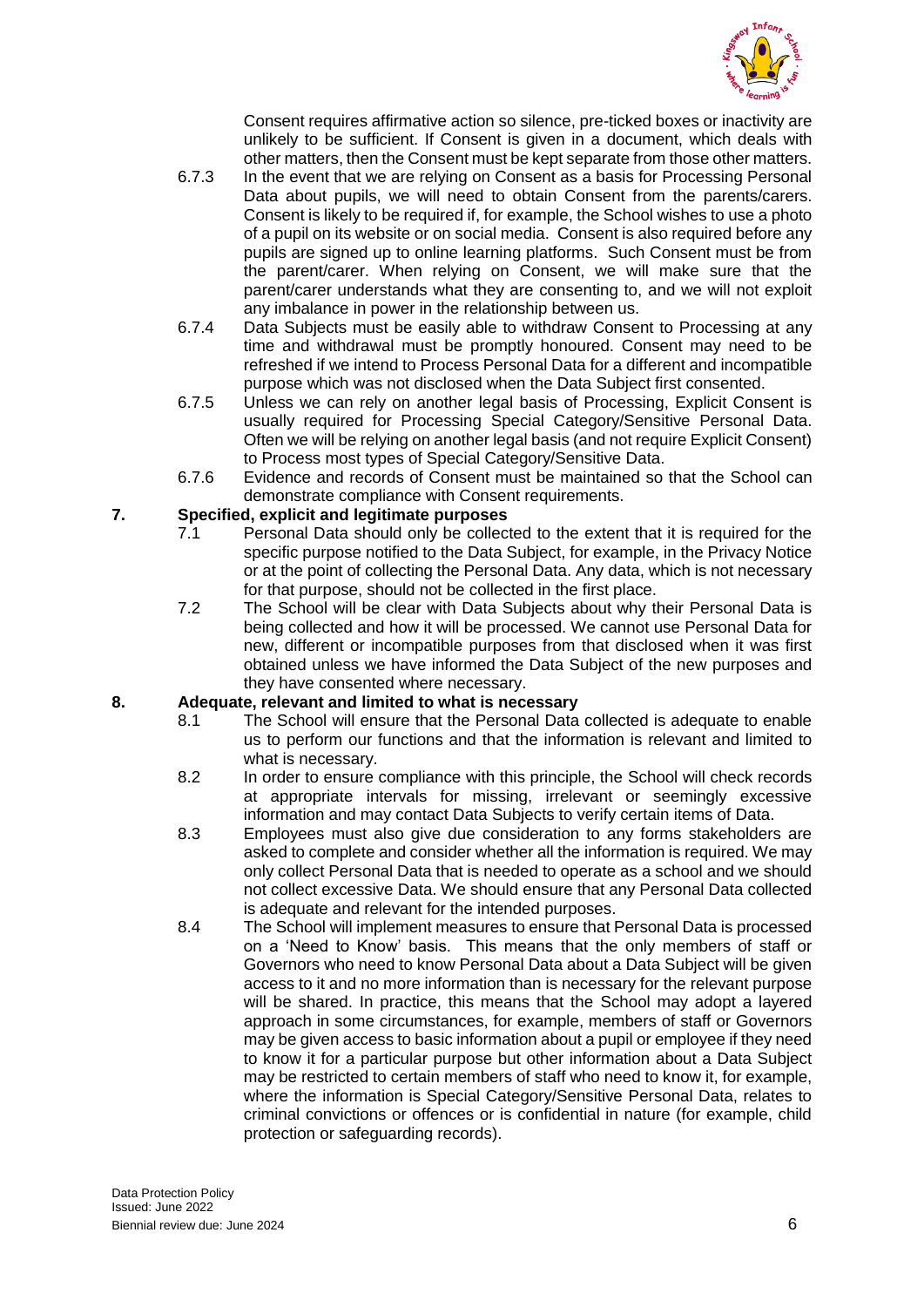Consent requires affirmative action so silence, pre-ticked boxes or inactivity are unlikely to be sufficient. If Consent is given in a document, which deals with other matters, then the Consent must be kept separate from those other matters.

6.7.3 In the event that we are relying on Consent as a basis for Processing Personal Data about pupils, we will need to obtain Consent from the parents/carers. Consent is likely to be required if, for example, the School wishes to use a photo of a pupil on its website or on social media. Consent is also required before any pupils are signed up to online learning platforms. Such Consent must be from the parent/carer. When relying on Consent, we will make sure that the parent/carer understands what they are consenting to, and we will not exploit any imbalance in power in the relationship between us.

6.7.4 Data Subjects must be easily able to withdraw Consent to Processing at any time and withdrawal must be promptly honoured. Consent may need to be refreshed if we intend to Process Personal Data for a different and incompatible purpose which was not disclosed when the Data Subject first consented.

6.7.5 Unless we can rely on another legal basis of Processing, Explicit Consent is usually required for Processing Special Category/Sensitive Personal Data. Often we will be relying on another legal basis (and not require Explicit Consent) to Process most types of Special Category/Sensitive Data.

6.7.6 Evidence and records of Consent must be maintained so that the School can demonstrate compliance with Consent requirements.

## 7. Specified, explicit and legitimate purposes

7.1 Personal Data should only be collected to the extent that it is required for the specific purpose notified to the Data Subject, for example, in the Privacy Notice or at the point of collecting the Personal Data. Any data, which is not necessary for that purpose, should not be collected in the first place.

7.2 The School will be clear with Data Subjects about why their Personal Data is being collected and how it will be processed. We cannot use Personal Data for new, different or incompatible purposes from that disclosed when it was first obtained unless we have informed the Data Subject of the new purposes and they have consented where necessary.

## 8. Adequate, relevant and limited to what is necessary

8.1 The School will ensure that the Personal Data collected is adequate to enable us to perform our functions and that the information is relevant and limited to what is necessary.

8.2 In order to ensure compliance with this principle, the School will check records at appropriate intervals for missing, irrelevant or seemingly excessive information and may contact Data Subjects to verify certain items of Data.

8.3 Employees must also give due consideration to any forms stakeholders are asked to complete and consider whether all the information is required. We may only collect Personal Data that is needed to operate as a school and we should not collect excessive Data. We should ensure that any Personal Data collected is adequate and relevant for the intended purposes.

8.4 The School will implement measures to ensure that Personal Data is processed on a 'Need to Know' basis. This means that the only members of staff or Governors who need to know Personal Data about a Data Subject will be given access to it and no more information than is necessary for the relevant purpose will be shared. In practice, this means that the School may adopt a layered approach in some circumstances, for example, members of staff or Governors may be given access to basic information about a pupil or employee if they need to know it for a particular purpose but other information about a Data Subject may be restricted to certain members of staff who need to know it, for example, where the information is Special Category/Sensitive Personal Data, relates to criminal convictions or offences or is confidential in nature (for example, child protection or safeguarding records).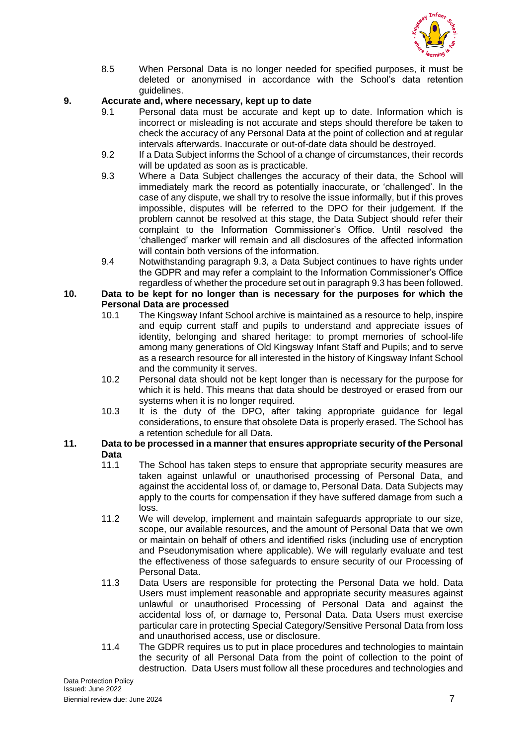8.5 When Personal Data is no longer needed for specified purposes, it must be deleted or anonymised in accordance with the School's data retention guidelines.

**9. Accurate and, where necessary, kept up to date**

9.1 Personal data must be accurate and kept up to date. Information which is incorrect or misleading is not accurate and steps should therefore be taken to check the accuracy of any Personal Data at the point of collection and at regular intervals afterwards. Inaccurate or out-of-date data should be destroyed.

9.2 If a Data Subject informs the School of a change of circumstances, their records will be updated as soon as is practicable.

9.3 Where a Data Subject challenges the accuracy of their data, the School will immediately mark the record as potentially inaccurate, or 'challenged'. In the case of any dispute, we shall try to resolve the issue informally, but if this proves impossible, disputes will be referred to the DPO for their judgement. If the problem cannot be resolved at this stage, the Data Subject should refer their complaint to the Information Commissioner's Office. Until resolved the 'challenged' marker will remain and all disclosures of the affected information will contain both versions of the information.

9.4 Notwithstanding paragraph 9.3, a Data Subject continues to have rights under the GDPR and may refer a complaint to the Information Commissioner's Office regardless of whether the procedure set out in paragraph 9.3 has been followed.

**10. Data to be kept for no longer than is necessary for the purposes for which the Personal Data are processed**

10.1 The Kingsway Infant School archive is maintained as a resource to help, inspire and equip current staff and pupils to understand and appreciate issues of identity, belonging and shared heritage: to prompt memories of school-life among many generations of Old Kingsway Infant Staff and Pupils; and to serve as a research resource for all interested in the history of Kingsway Infant School and the community it serves.

10.2 Personal data should not be kept longer than is necessary for the purpose for which it is held. This means that data should be destroyed or erased from our systems when it is no longer required.

10.3 It is the duty of the DPO, after taking appropriate guidance for legal considerations, to ensure that obsolete Data is properly erased. The School has a retention schedule for all Data.

**11. Data to be processed in a manner that ensures appropriate security of the Personal Data**

11.1 The School has taken steps to ensure that appropriate security measures are taken against unlawful or unauthorised processing of Personal Data, and against the accidental loss of, or damage to, Personal Data. Data Subjects may apply to the courts for compensation if they have suffered damage from such a loss.

11.2 We will develop, implement and maintain safeguards appropriate to our size, scope, our available resources, and the amount of Personal Data that we own or maintain on behalf of others and identified risks (including use of encryption and Pseudonymisation where applicable). We will regularly evaluate and test the effectiveness of those safeguards to ensure security of our Processing of Personal Data.

11.3 Data Users are responsible for protecting the Personal Data we hold. Data Users must implement reasonable and appropriate security measures against unlawful or unauthorised Processing of Personal Data and against the accidental loss of, or damage to, Personal Data. Data Users must exercise particular care in protecting Special Category/Sensitive Personal Data from loss and unauthorised access, use or disclosure.

11.4 The GDPR requires us to put in place procedures and technologies to maintain the security of all Personal Data from the point of collection to the point of destruction. Data Users must follow all these procedures and technologies and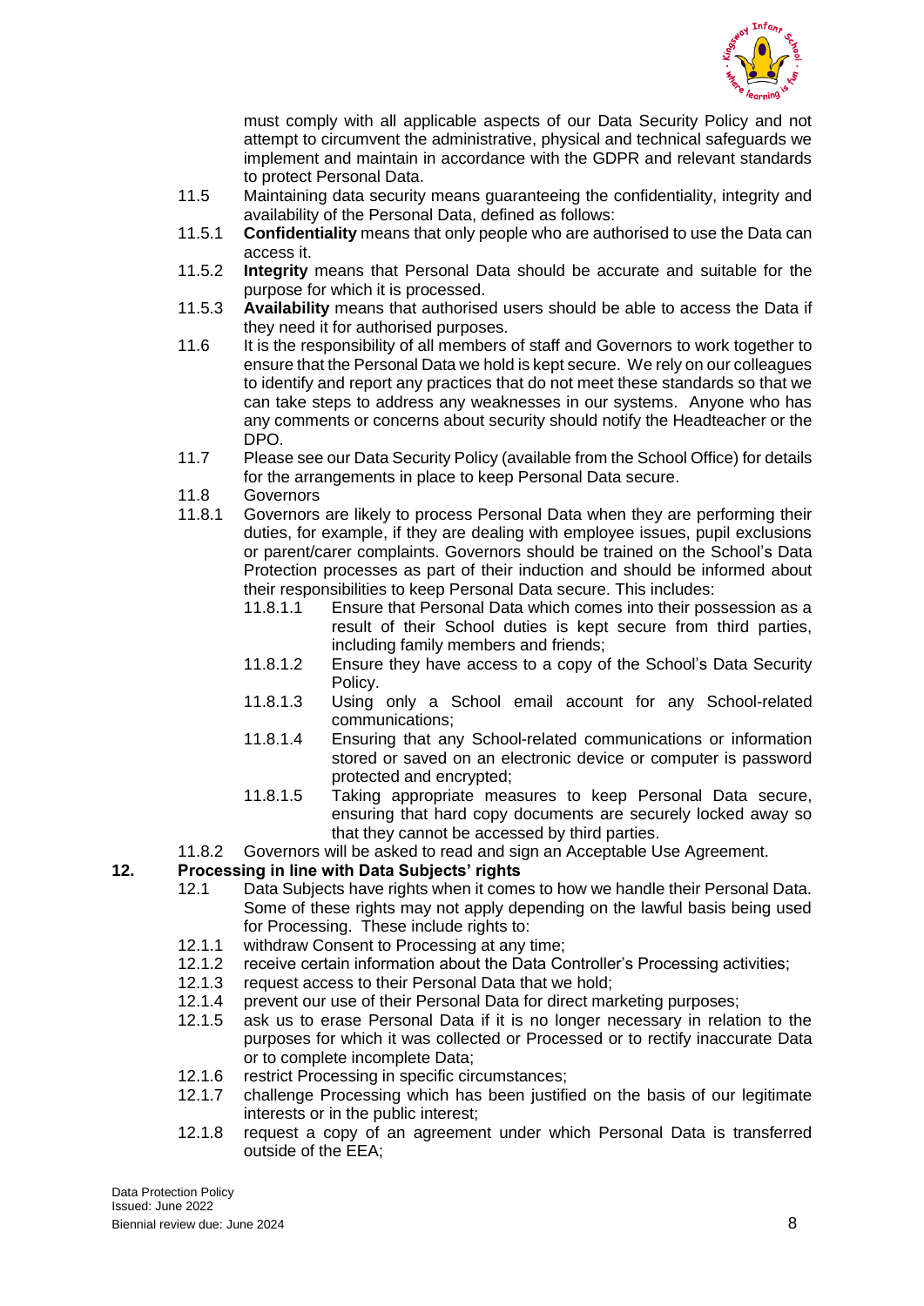must comply with all applicable aspects of our Data Security Policy and not attempt to circumvent the administrative, physical and technical safeguards we implement and maintain in accordance with the GDPR and relevant standards to protect Personal Data.

11.5 Maintaining data security means guaranteeing the confidentiality, integrity and availability of the Personal Data, defined as follows:

11.5.1 **Confidentiality** means that only people who are authorised to use the Data can access it.

11.5.2 **Integrity** means that Personal Data should be accurate and suitable for the purpose for which it is processed.

11.5.3 **Availability** means that authorised users should be able to access the Data if they need it for authorised purposes.

11.6 It is the responsibility of all members of staff and Governors to work together to ensure that the Personal Data we hold is kept secure. We rely on our colleagues to identify and report any practices that do not meet these standards so that we can take steps to address any weaknesses in our systems. Anyone who has any comments or concerns about security should notify the Headteacher or the DPO.

11.7 Please see our Data Security Policy (available from the School Office) for details for the arrangements in place to keep Personal Data secure.

11.8 Governors

11.8.1 Governors are likely to process Personal Data when they are performing their duties, for example, if they are dealing with employee issues, pupil exclusions or parent/carer complaints. Governors should be trained on the School's Data Protection processes as part of their induction and should be informed about their responsibilities to keep Personal Data secure. This includes:

- 11.8.1.1 Ensure that Personal Data which comes into their possession as a result of their School duties is kept secure from third parties, including family members and friends;
- 11.8.1.2 Ensure they have access to a copy of the School's Data Security Policy.
- 11.8.1.3 Using only a School email account for any School-related communications;
- 11.8.1.4 Ensuring that any School-related communications or information stored or saved on an electronic device or computer is password protected and encrypted;
- 11.8.1.5 Taking appropriate measures to keep Personal Data secure, ensuring that hard copy documents are securely locked away so that they cannot be accessed by third parties.

11.8.2 Governors will be asked to read and sign an Acceptable Use Agreement.

## 12. Processing in line with Data Subjects' rights

12.1 Data Subjects have rights when it comes to how we handle their Personal Data. Some of these rights may not apply depending on the lawful basis being used for Processing. These include rights to:

12.1.1 withdraw Consent to Processing at any time;

12.1.2 receive certain information about the Data Controller's Processing activities;

12.1.3 request access to their Personal Data that we hold;

12.1.4 prevent our use of their Personal Data for direct marketing purposes;

12.1.5 ask us to erase Personal Data if it is no longer necessary in relation to the purposes for which it was collected or Processed or to rectify inaccurate Data or to complete incomplete Data;

12.1.6 restrict Processing in specific circumstances;

12.1.7 challenge Processing which has been justified on the basis of our legitimate interests or in the public interest;

12.1.8 request a copy of an agreement under which Personal Data is transferred outside of the EEA;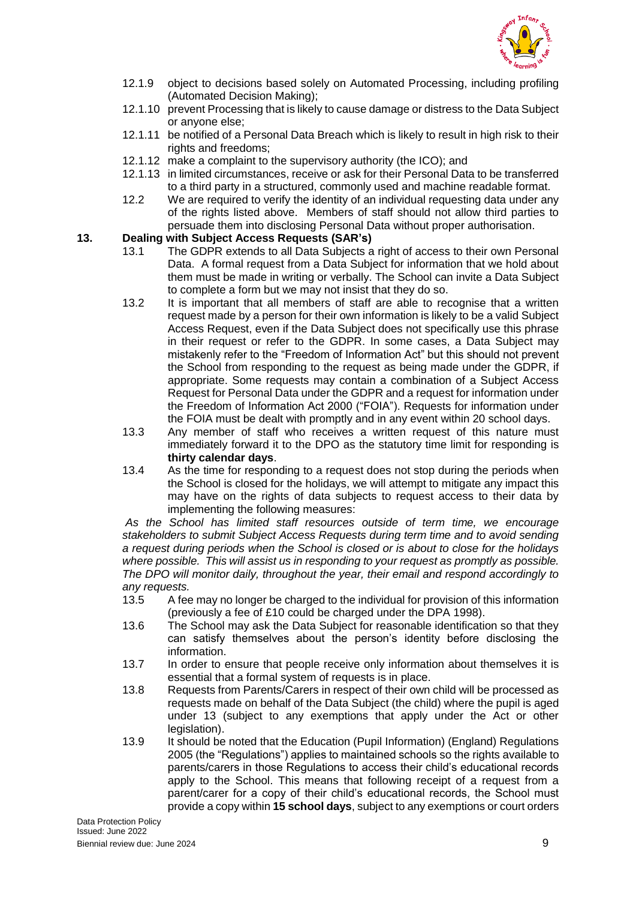12.1.9 object to decisions based solely on Automated Processing, including profiling (Automated Decision Making);

12.1.10 prevent Processing that is likely to cause damage or distress to the Data Subject or anyone else;

12.1.11 be notified of a Personal Data Breach which is likely to result in high risk to their rights and freedoms;

12.1.12 make a complaint to the supervisory authority (the ICO); and

12.1.13 in limited circumstances, receive or ask for their Personal Data to be transferred to a third party in a structured, commonly used and machine readable format.

12.2 We are required to verify the identity of an individual requesting data under any of the rights listed above. Members of staff should not allow third parties to persuade them into disclosing Personal Data without proper authorisation.

## 13. Dealing with Subject Access Requests (SAR's)

13.1 The GDPR extends to all Data Subjects a right of access to their own Personal Data. A formal request from a Data Subject for information that we hold about them must be made in writing or verbally. The School can invite a Data Subject to complete a form but we may not insist that they do so.

13.2 It is important that all members of staff are able to recognise that a written request made by a person for their own information is likely to be a valid Subject Access Request, even if the Data Subject does not specifically use this phrase in their request or refer to the GDPR. In some cases, a Data Subject may mistakenly refer to the "Freedom of Information Act" but this should not prevent the School from responding to the request as being made under the GDPR, if appropriate. Some requests may contain a combination of a Subject Access Request for Personal Data under the GDPR and a request for information under the Freedom of Information Act 2000 ("FOIA"). Requests for information under the FOIA must be dealt with promptly and in any event within 20 school days.

13.3 Any member of staff who receives a written request of this nature must immediately forward it to the DPO as the statutory time limit for responding is **thirty calendar days**.

13.4 As the time for responding to a request does not stop during the periods when the School is closed for the holidays, we will attempt to mitigate any impact this may have on the rights of data subjects to request access to their data by implementing the following measures:

*As the School has limited staff resources outside of term time, we encourage stakeholders to submit Subject Access Requests during term time and to avoid sending a request during periods when the School is closed or is about to close for the holidays where possible. This will assist us in responding to your request as promptly as possible. The DPO will monitor daily, throughout the year, their email and respond accordingly to any requests.*

13.5 A fee may no longer be charged to the individual for provision of this information (previously a fee of £10 could be charged under the DPA 1998).

13.6 The School may ask the Data Subject for reasonable identification so that they can satisfy themselves about the person's identity before disclosing the information.

13.7 In order to ensure that people receive only information about themselves it is essential that a formal system of requests is in place.

13.8 Requests from Parents/Carers in respect of their own child will be processed as requests made on behalf of the Data Subject (the child) where the pupil is aged under 13 (subject to any exemptions that apply under the Act or other legislation).

13.9 It should be noted that the Education (Pupil Information) (England) Regulations 2005 (the "Regulations") applies to maintained schools so the rights available to parents/carers in those Regulations to access their child's educational records apply to the School. This means that following receipt of a request from a parent/carer for a copy of their child's educational records, the School must provide a copy within **15 school days**, subject to any exemptions or court orders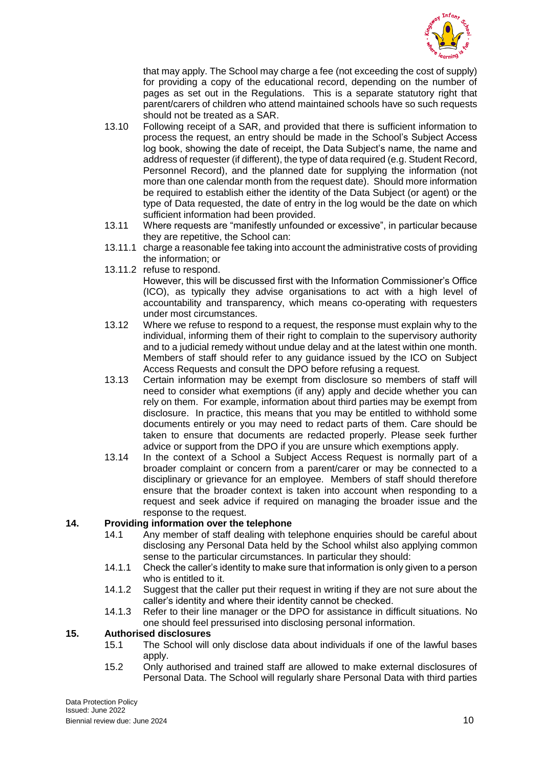that may apply. The School may charge a fee (not exceeding the cost of supply) for providing a copy of the educational record, depending on the number of pages as set out in the Regulations. This is a separate statutory right that parent/carers of children who attend maintained schools have so such requests should not be treated as a SAR.

13.10 Following receipt of a SAR, and provided that there is sufficient information to process the request, an entry should be made in the School's Subject Access log book, showing the date of receipt, the Data Subject's name, the name and address of requester (if different), the type of data required (e.g. Student Record, Personnel Record), and the planned date for supplying the information (not more than one calendar month from the request date). Should more information be required to establish either the identity of the Data Subject (or agent) or the type of Data requested, the date of entry in the log would be the date on which sufficient information had been provided.

13.11 Where requests are "manifestly unfounded or excessive", in particular because they are repetitive, the School can:

13.11.1 charge a reasonable fee taking into account the administrative costs of providing the information; or

13.11.2 refuse to respond.

However, this will be discussed first with the Information Commissioner's Office (ICO), as typically they advise organisations to act with a high level of accountability and transparency, which means co-operating with requesters under most circumstances.

13.12 Where we refuse to respond to a request, the response must explain why to the individual, informing them of their right to complain to the supervisory authority and to a judicial remedy without undue delay and at the latest within one month. Members of staff should refer to any guidance issued by the ICO on Subject Access Requests and consult the DPO before refusing a request.

13.13 Certain information may be exempt from disclosure so members of staff will need to consider what exemptions (if any) apply and decide whether you can rely on them. For example, information about third parties may be exempt from disclosure. In practice, this means that you may be entitled to withhold some documents entirely or you may need to redact parts of them. Care should be taken to ensure that documents are redacted properly. Please seek further advice or support from the DPO if you are unsure which exemptions apply.

13.14 In the context of a School a Subject Access Request is normally part of a broader complaint or concern from a parent/carer or may be connected to a disciplinary or grievance for an employee. Members of staff should therefore ensure that the broader context is taken into account when responding to a request and seek advice if required on managing the broader issue and the response to the request.

## 14. Providing information over the telephone

14.1 Any member of staff dealing with telephone enquiries should be careful about disclosing any Personal Data held by the School whilst also applying common sense to the particular circumstances. In particular they should:

14.1.1 Check the caller's identity to make sure that information is only given to a person who is entitled to it.

14.1.2 Suggest that the caller put their request in writing if they are not sure about the caller's identity and where their identity cannot be checked.

14.1.3 Refer to their line manager or the DPO for assistance in difficult situations. No one should feel pressurised into disclosing personal information.

## 15. Authorised disclosures

15.1 The School will only disclose data about individuals if one of the lawful bases apply.

15.2 Only authorised and trained staff are allowed to make external disclosures of Personal Data. The School will regularly share Personal Data with third parties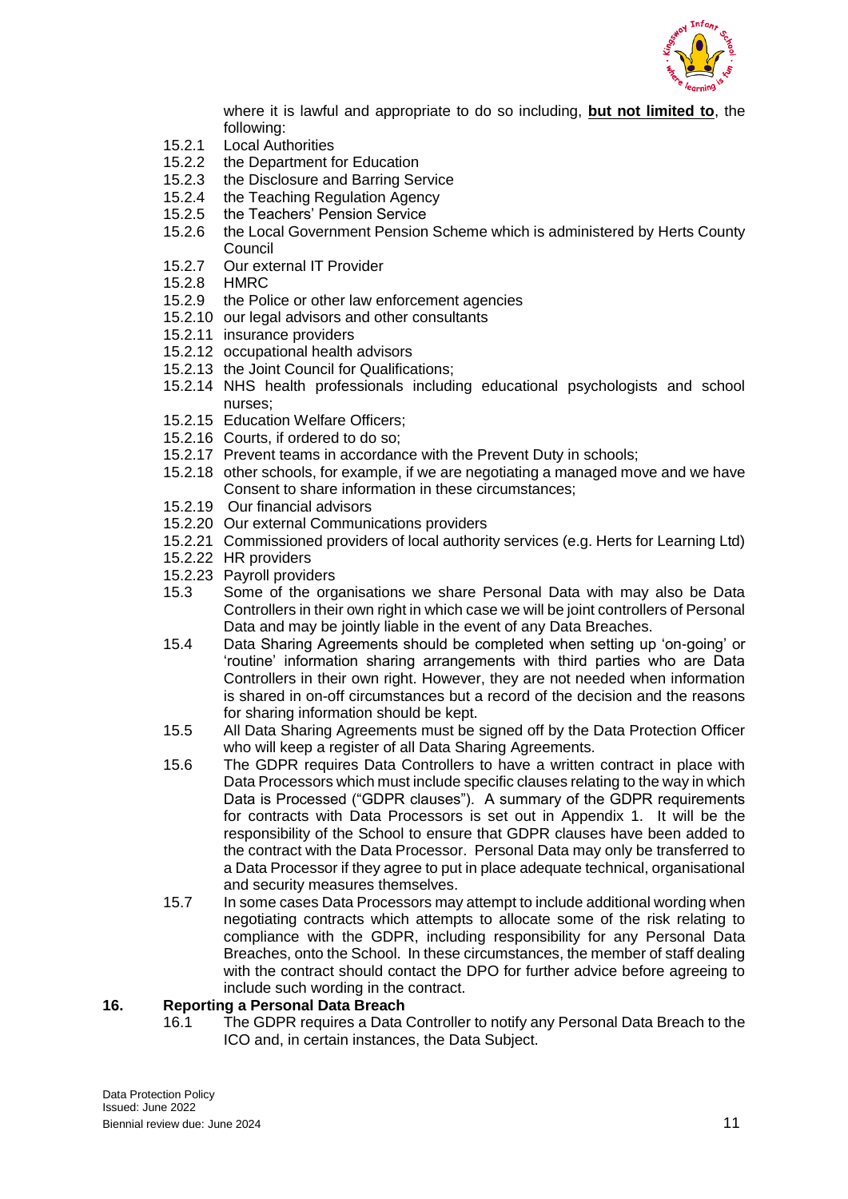where it is lawful and appropriate to do so including, **but not limited to**, the following:

15.2.1 Local Authorities
15.2.2 the Department for Education
15.2.3 the Disclosure and Barring Service
15.2.4 the Teaching Regulation Agency
15.2.5 the Teachers' Pension Service
15.2.6 the Local Government Pension Scheme which is administered by Herts County Council
15.2.7 Our external IT Provider
15.2.8 HMRC
15.2.9 the Police or other law enforcement agencies
15.2.10 our legal advisors and other consultants
15.2.11 insurance providers
15.2.12 occupational health advisors
15.2.13 the Joint Council for Qualifications;
15.2.14 NHS health professionals including educational psychologists and school nurses;
15.2.15 Education Welfare Officers;
15.2.16 Courts, if ordered to do so;
15.2.17 Prevent teams in accordance with the Prevent Duty in schools;
15.2.18 other schools, for example, if we are negotiating a managed move and we have Consent to share information in these circumstances;
15.2.19 Our financial advisors
15.2.20 Our external Communications providers
15.2.21 Commissioned providers of local authority services (e.g. Herts for Learning Ltd)
15.2.22 HR providers
15.2.23 Payroll providers

15.3 Some of the organisations we share Personal Data with may also be Data Controllers in their own right in which case we will be joint controllers of Personal Data and may be jointly liable in the event of any Data Breaches.

15.4 Data Sharing Agreements should be completed when setting up 'on-going' or 'routine' information sharing arrangements with third parties who are Data Controllers in their own right. However, they are not needed when information is shared in on-off circumstances but a record of the decision and the reasons for sharing information should be kept.

15.5 All Data Sharing Agreements must be signed off by the Data Protection Officer who will keep a register of all Data Sharing Agreements.

15.6 The GDPR requires Data Controllers to have a written contract in place with Data Processors which must include specific clauses relating to the way in which Data is Processed ("GDPR clauses"). A summary of the GDPR requirements for contracts with Data Processors is set out in Appendix 1. It will be the responsibility of the School to ensure that GDPR clauses have been added to the contract with the Data Processor. Personal Data may only be transferred to a Data Processor if they agree to put in place adequate technical, organisational and security measures themselves.

15.7 In some cases Data Processors may attempt to include additional wording when negotiating contracts which attempts to allocate some of the risk relating to compliance with the GDPR, including responsibility for any Personal Data Breaches, onto the School. In these circumstances, the member of staff dealing with the contract should contact the DPO for further advice before agreeing to include such wording in the contract.

## 16. Reporting a Personal Data Breach

16.1 The GDPR requires a Data Controller to notify any Personal Data Breach to the ICO and, in certain instances, the Data Subject.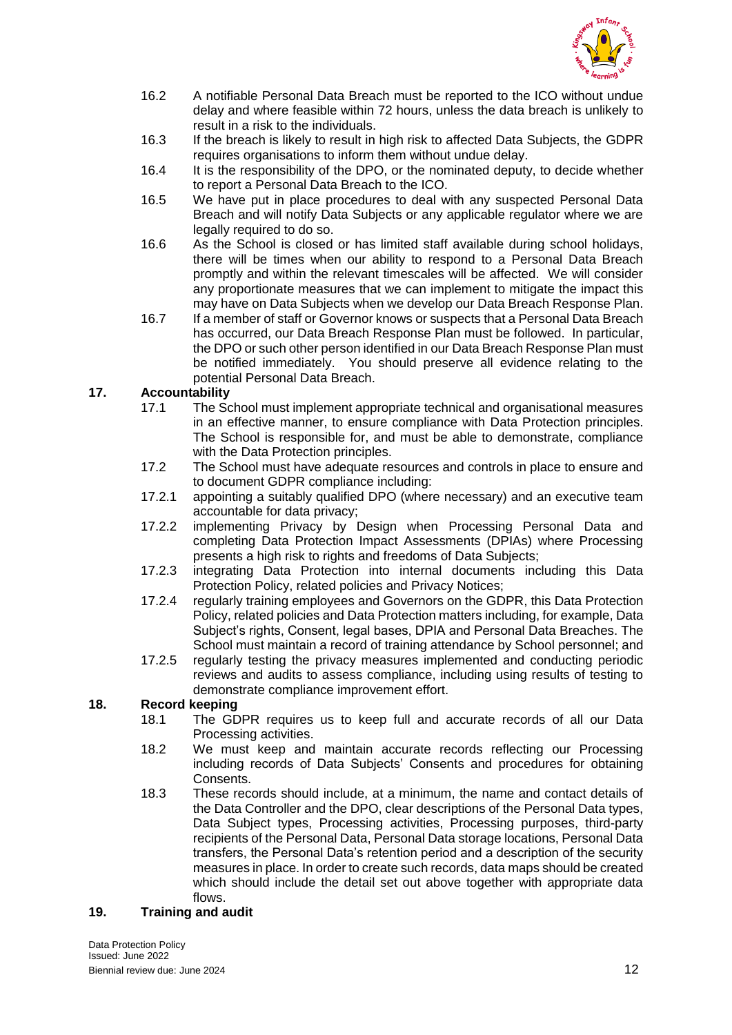16.2 A notifiable Personal Data Breach must be reported to the ICO without undue delay and where feasible within 72 hours, unless the data breach is unlikely to result in a risk to the individuals.

16.3 If the breach is likely to result in high risk to affected Data Subjects, the GDPR requires organisations to inform them without undue delay.

16.4 It is the responsibility of the DPO, or the nominated deputy, to decide whether to report a Personal Data Breach to the ICO.

16.5 We have put in place procedures to deal with any suspected Personal Data Breach and will notify Data Subjects or any applicable regulator where we are legally required to do so.

16.6 As the School is closed or has limited staff available during school holidays, there will be times when our ability to respond to a Personal Data Breach promptly and within the relevant timescales will be affected. We will consider any proportionate measures that we can implement to mitigate the impact this may have on Data Subjects when we develop our Data Breach Response Plan.

16.7 If a member of staff or Governor knows or suspects that a Personal Data Breach has occurred, our Data Breach Response Plan must be followed. In particular, the DPO or such other person identified in our Data Breach Response Plan must be notified immediately. You should preserve all evidence relating to the potential Personal Data Breach.

## 17. Accountability

17.1 The School must implement appropriate technical and organisational measures in an effective manner, to ensure compliance with Data Protection principles. The School is responsible for, and must be able to demonstrate, compliance with the Data Protection principles.

17.2 The School must have adequate resources and controls in place to ensure and to document GDPR compliance including:

17.2.1 appointing a suitably qualified DPO (where necessary) and an executive team accountable for data privacy;

17.2.2 implementing Privacy by Design when Processing Personal Data and completing Data Protection Impact Assessments (DPIAs) where Processing presents a high risk to rights and freedoms of Data Subjects;

17.2.3 integrating Data Protection into internal documents including this Data Protection Policy, related policies and Privacy Notices;

17.2.4 regularly training employees and Governors on the GDPR, this Data Protection Policy, related policies and Data Protection matters including, for example, Data Subject's rights, Consent, legal bases, DPIA and Personal Data Breaches. The School must maintain a record of training attendance by School personnel; and

17.2.5 regularly testing the privacy measures implemented and conducting periodic reviews and audits to assess compliance, including using results of testing to demonstrate compliance improvement effort.

## 18. Record keeping

18.1 The GDPR requires us to keep full and accurate records of all our Data Processing activities.

18.2 We must keep and maintain accurate records reflecting our Processing including records of Data Subjects' Consents and procedures for obtaining Consents.

18.3 These records should include, at a minimum, the name and contact details of the Data Controller and the DPO, clear descriptions of the Personal Data types, Data Subject types, Processing activities, Processing purposes, third-party recipients of the Personal Data, Personal Data storage locations, Personal Data transfers, the Personal Data's retention period and a description of the security measures in place. In order to create such records, data maps should be created which should include the detail set out above together with appropriate data flows.

## 19. Training and audit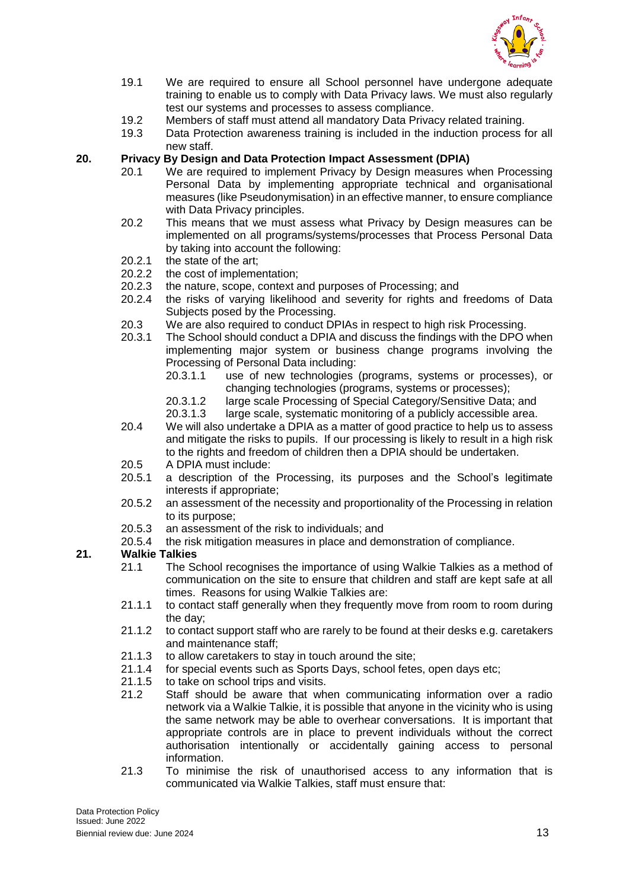19.1 We are required to ensure all School personnel have undergone adequate training to enable us to comply with Data Privacy laws. We must also regularly test our systems and processes to assess compliance.

19.2 Members of staff must attend all mandatory Data Privacy related training.

19.3 Data Protection awareness training is included in the induction process for all new staff.

## 20. Privacy By Design and Data Protection Impact Assessment (DPIA)

20.1 We are required to implement Privacy by Design measures when Processing Personal Data by implementing appropriate technical and organisational measures (like Pseudonymisation) in an effective manner, to ensure compliance with Data Privacy principles.

20.2 This means that we must assess what Privacy by Design measures can be implemented on all programs/systems/processes that Process Personal Data by taking into account the following:

20.2.1 the state of the art;

20.2.2 the cost of implementation;

20.2.3 the nature, scope, context and purposes of Processing; and

20.2.4 the risks of varying likelihood and severity for rights and freedoms of Data Subjects posed by the Processing.

20.3 We are also required to conduct DPIAs in respect to high risk Processing.

20.3.1 The School should conduct a DPIA and discuss the findings with the DPO when implementing major system or business change programs involving the Processing of Personal Data including:

20.3.1.1 use of new technologies (programs, systems or processes), or changing technologies (programs, systems or processes);

20.3.1.2 large scale Processing of Special Category/Sensitive Data; and

20.3.1.3 large scale, systematic monitoring of a publicly accessible area.

20.4 We will also undertake a DPIA as a matter of good practice to help us to assess and mitigate the risks to pupils. If our processing is likely to result in a high risk to the rights and freedom of children then a DPIA should be undertaken.

20.5 A DPIA must include:

20.5.1 a description of the Processing, its purposes and the School's legitimate interests if appropriate;

20.5.2 an assessment of the necessity and proportionality of the Processing in relation to its purpose;

20.5.3 an assessment of the risk to individuals; and

20.5.4 the risk mitigation measures in place and demonstration of compliance.

## 21. Walkie Talkies

21.1 The School recognises the importance of using Walkie Talkies as a method of communication on the site to ensure that children and staff are kept safe at all times. Reasons for using Walkie Talkies are:

21.1.1 to contact staff generally when they frequently move from room to room during the day;

21.1.2 to contact support staff who are rarely to be found at their desks e.g. caretakers and maintenance staff;

21.1.3 to allow caretakers to stay in touch around the site;

21.1.4 for special events such as Sports Days, school fetes, open days etc;

21.1.5 to take on school trips and visits.

21.2 Staff should be aware that when communicating information over a radio network via a Walkie Talkie, it is possible that anyone in the vicinity who is using the same network may be able to overhear conversations. It is important that appropriate controls are in place to prevent individuals without the correct authorisation intentionally or accidentally gaining access to personal information.

21.3 To minimise the risk of unauthorised access to any information that is communicated via Walkie Talkies, staff must ensure that: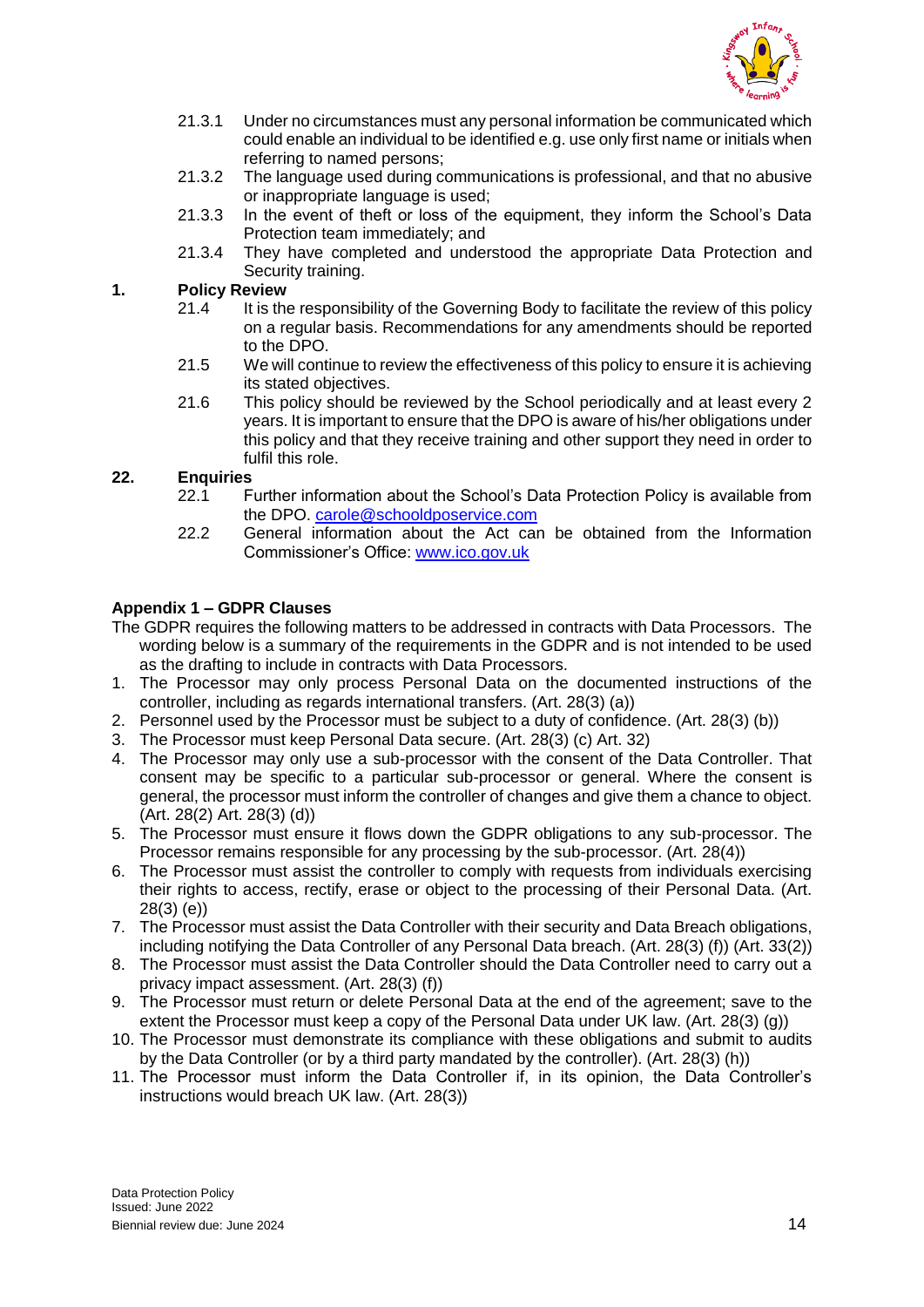21.3.1 Under no circumstances must any personal information be communicated which could enable an individual to be identified e.g. use only first name or initials when referring to named persons;

21.3.2 The language used during communications is professional, and that no abusive or inappropriate language is used;

21.3.3 In the event of theft or loss of the equipment, they inform the School's Data Protection team immediately; and

21.3.4 They have completed and understood the appropriate Data Protection and Security training.

## 1. Policy Review

21.4 It is the responsibility of the Governing Body to facilitate the review of this policy on a regular basis. Recommendations for any amendments should be reported to the DPO.

21.5 We will continue to review the effectiveness of this policy to ensure it is achieving its stated objectives.

21.6 This policy should be reviewed by the School periodically and at least every 2 years. It is important to ensure that the DPO is aware of his/her obligations under this policy and that they receive training and other support they need in order to fulfil this role.

## 22. Enquiries

22.1 Further information about the School's Data Protection Policy is available from the DPO. carole@schooldposervice.com

22.2 General information about the Act can be obtained from the Information Commissioner's Office: www.ico.gov.uk

## Appendix 1 – GDPR Clauses

The GDPR requires the following matters to be addressed in contracts with Data Processors. The wording below is a summary of the requirements in the GDPR and is not intended to be used as the drafting to include in contracts with Data Processors.

1. The Processor may only process Personal Data on the documented instructions of the controller, including as regards international transfers. (Art. 28(3) (a))
2. Personnel used by the Processor must be subject to a duty of confidence. (Art. 28(3) (b))
3. The Processor must keep Personal Data secure. (Art. 28(3) (c) Art. 32)
4. The Processor may only use a sub-processor with the consent of the Data Controller. That consent may be specific to a particular sub-processor or general. Where the consent is general, the processor must inform the controller of changes and give them a chance to object. (Art. 28(2) Art. 28(3) (d))
5. The Processor must ensure it flows down the GDPR obligations to any sub-processor. The Processor remains responsible for any processing by the sub-processor. (Art. 28(4))
6. The Processor must assist the controller to comply with requests from individuals exercising their rights to access, rectify, erase or object to the processing of their Personal Data. (Art. 28(3) (e))
7. The Processor must assist the Data Controller with their security and Data Breach obligations, including notifying the Data Controller of any Personal Data breach. (Art. 28(3) (f)) (Art. 33(2))
8. The Processor must assist the Data Controller should the Data Controller need to carry out a privacy impact assessment. (Art. 28(3) (f))
9. The Processor must return or delete Personal Data at the end of the agreement; save to the extent the Processor must keep a copy of the Personal Data under UK law. (Art. 28(3) (g))
10. The Processor must demonstrate its compliance with these obligations and submit to audits by the Data Controller (or by a third party mandated by the controller). (Art. 28(3) (h))
11. The Processor must inform the Data Controller if, in its opinion, the Data Controller's instructions would breach UK law. (Art. 28(3))

Data Protection Policy
Issued: June 2022
Biennial review due: June 2024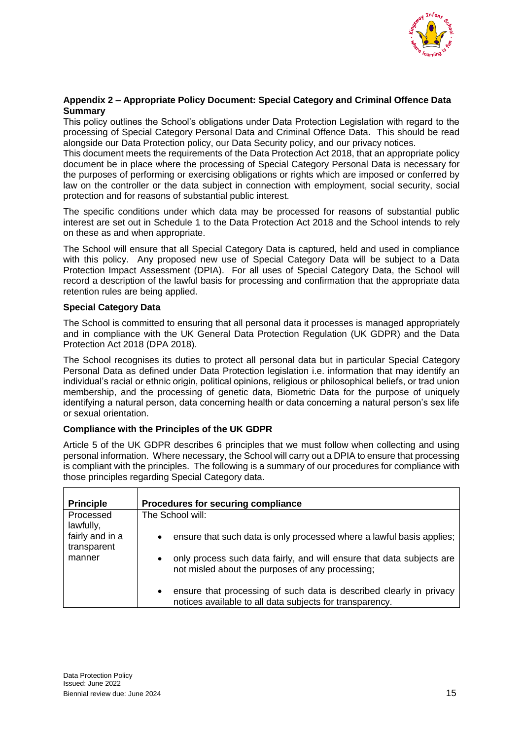**Appendix 2 – Appropriate Policy Document: Special Category and Criminal Offence Data Summary**

This policy outlines the School's obligations under Data Protection Legislation with regard to the processing of Special Category Personal Data and Criminal Offence Data. This should be read alongside our Data Protection policy, our Data Security policy, and our privacy notices.

This document meets the requirements of the Data Protection Act 2018, that an appropriate policy document be in place where the processing of Special Category Personal Data is necessary for the purposes of performing or exercising obligations or rights which are imposed or conferred by law on the controller or the data subject in connection with employment, social security, social protection and for reasons of substantial public interest.

The specific conditions under which data may be processed for reasons of substantial public interest are set out in Schedule 1 to the Data Protection Act 2018 and the School intends to rely on these as and when appropriate.

The School will ensure that all Special Category Data is captured, held and used in compliance with this policy. Any proposed new use of Special Category Data will be subject to a Data Protection Impact Assessment (DPIA). For all uses of Special Category Data, the School will record a description of the lawful basis for processing and confirmation that the appropriate data retention rules are being applied.

**Special Category Data**

The School is committed to ensuring that all personal data it processes is managed appropriately and in compliance with the UK General Data Protection Regulation (UK GDPR) and the Data Protection Act 2018 (DPA 2018).

The School recognises its duties to protect all personal data but in particular Special Category Personal Data as defined under Data Protection legislation i.e. information that may identify an individual's racial or ethnic origin, political opinions, religious or philosophical beliefs, or trad union membership, and the processing of genetic data, Biometric Data for the purpose of uniquely identifying a natural person, data concerning health or data concerning a natural person's sex life or sexual orientation.

**Compliance with the Principles of the UK GDPR**

Article 5 of the UK GDPR describes 6 principles that we must follow when collecting and using personal information. Where necessary, the School will carry out a DPIA to ensure that processing is compliant with the principles. The following is a summary of our procedures for compliance with those principles regarding Special Category data.

| Principle | Procedures for securing compliance |
|---|---|
| Processed lawfully, fairly and in a transparent manner | The School will:<br>• ensure that such data is only processed where a lawful basis applies;<br>• only process such data fairly, and will ensure that data subjects are not misled about the purposes of any processing;<br>• ensure that processing of such data is described clearly in privacy notices available to all data subjects for transparency. |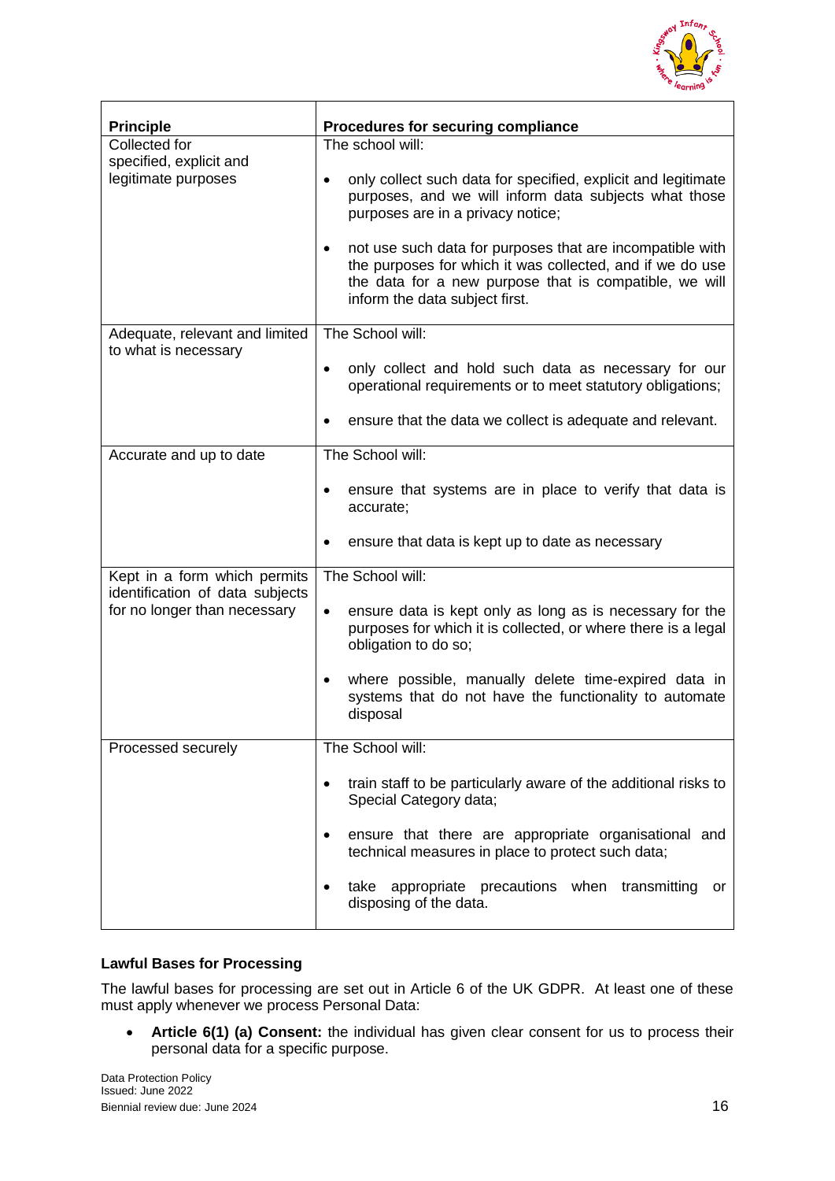| Principle | Procedures for securing compliance |
|---|---|
| Collected for specified, explicit and legitimate purposes | The school will:<br><br>• only collect such data for specified, explicit and legitimate purposes, and we will inform data subjects what those purposes are in a privacy notice;<br><br>• not use such data for purposes that are incompatible with the purposes for which it was collected, and if we do use the data for a new purpose that is compatible, we will inform the data subject first. |
| Adequate, relevant and limited to what is necessary | The School will:<br><br>• only collect and hold such data as necessary for our operational requirements or to meet statutory obligations;<br><br>• ensure that the data we collect is adequate and relevant. |
| Accurate and up to date | The School will:<br><br>• ensure that systems are in place to verify that data is accurate;<br><br>• ensure that data is kept up to date as necessary |
| Kept in a form which permits identification of data subjects for no longer than necessary | The School will:<br><br>• ensure data is kept only as long as is necessary for the purposes for which it is collected, or where there is a legal obligation to do so;<br><br>• where possible, manually delete time-expired data in systems that do not have the functionality to automate disposal |
| Processed securely | The School will:<br><br>• train staff to be particularly aware of the additional risks to Special Category data;<br><br>• ensure that there are appropriate organisational and technical measures in place to protect such data;<br><br>• take appropriate precautions when transmitting or disposing of the data. |

**Lawful Bases for Processing**

The lawful bases for processing are set out in Article 6 of the UK GDPR. At least one of these must apply whenever we process Personal Data:

- **Article 6(1) (a) Consent:** the individual has given clear consent for us to process their personal data for a specific purpose.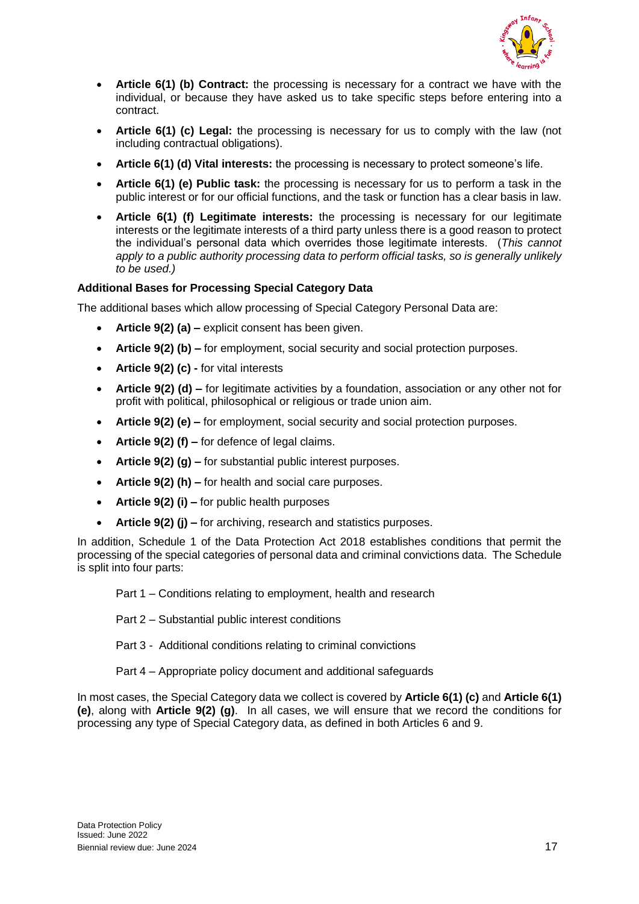- **Article 6(1) (b) Contract:** the processing is necessary for a contract we have with the individual, or because they have asked us to take specific steps before entering into a contract.
- **Article 6(1) (c) Legal:** the processing is necessary for us to comply with the law (not including contractual obligations).
- **Article 6(1) (d) Vital interests:** the processing is necessary to protect someone's life.
- **Article 6(1) (e) Public task:** the processing is necessary for us to perform a task in the public interest or for our official functions, and the task or function has a clear basis in law.
- **Article 6(1) (f) Legitimate interests:** the processing is necessary for our legitimate interests or the legitimate interests of a third party unless there is a good reason to protect the individual's personal data which overrides those legitimate interests. (*This cannot apply to a public authority processing data to perform official tasks, so is generally unlikely to be used.)*

**Additional Bases for Processing Special Category Data**

The additional bases which allow processing of Special Category Personal Data are:

- **Article 9(2) (a) –** explicit consent has been given.
- **Article 9(2) (b) –** for employment, social security and social protection purposes.
- **Article 9(2) (c) -** for vital interests
- **Article 9(2) (d) –** for legitimate activities by a foundation, association or any other not for profit with political, philosophical or religious or trade union aim.
- **Article 9(2) (e) –** for employment, social security and social protection purposes.
- **Article 9(2) (f) –** for defence of legal claims.
- **Article 9(2) (g) –** for substantial public interest purposes.
- **Article 9(2) (h) –** for health and social care purposes.
- **Article 9(2) (i) –** for public health purposes
- **Article 9(2) (j) –** for archiving, research and statistics purposes.

In addition, Schedule 1 of the Data Protection Act 2018 establishes conditions that permit the processing of the special categories of personal data and criminal convictions data. The Schedule is split into four parts:

Part 1 – Conditions relating to employment, health and research

Part 2 – Substantial public interest conditions

Part 3 - Additional conditions relating to criminal convictions

Part 4 – Appropriate policy document and additional safeguards

In most cases, the Special Category data we collect is covered by **Article 6(1) (c)** and **Article 6(1) (e)**, along with **Article 9(2) (g)**. In all cases, we will ensure that we record the conditions for processing any type of Special Category data, as defined in both Articles 6 and 9.